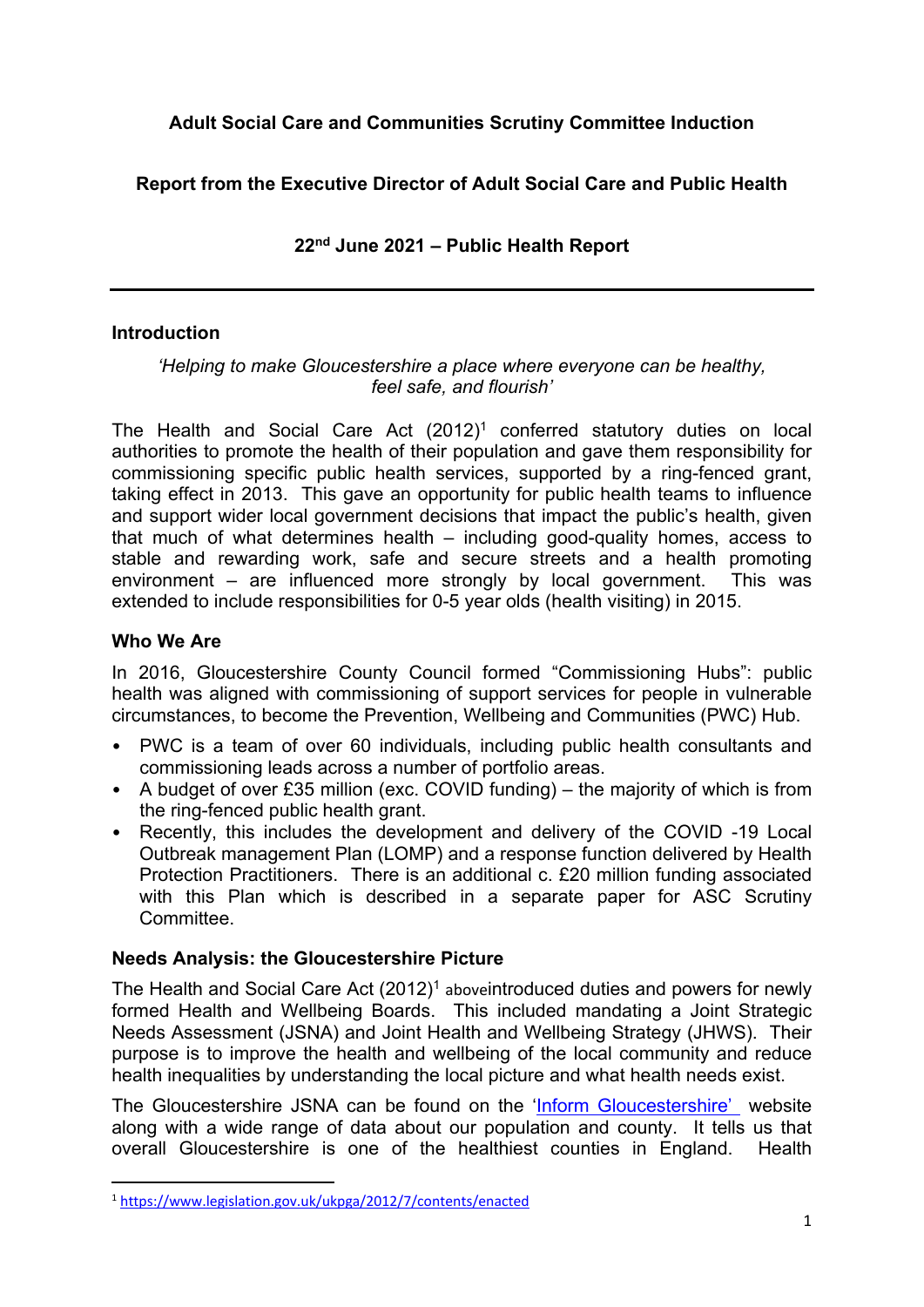**Adult Social Care and Communities Scrutiny Committee Induction**

**Report from the Executive Director of Adult Social Care and Public Health**

**22nd June 2021 – Public Health Report**

---

## Introduction

*'Helping to make Gloucestershire a place where everyone can be healthy, feel safe, and flourish'*

The Health and Social Care Act (2012)[1] conferred statutory duties on local authorities to promote the health of their population and gave them responsibility for commissioning specific public health services, supported by a ring-fenced grant, taking effect in 2013. This gave an opportunity for public health teams to influence and support wider local government decisions that impact the public's health, given that much of what determines health – including good-quality homes, access to stable and rewarding work, safe and secure streets and a health promoting environment – are influenced more strongly by local government. This was extended to include responsibilities for 0-5 year olds (health visiting) in 2015.

## Who We Are

In 2016, Gloucestershire County Council formed "Commissioning Hubs": public health was aligned with commissioning of support services for people in vulnerable circumstances, to become the Prevention, Wellbeing and Communities (PWC) Hub.

- PWC is a team of over 60 individuals, including public health consultants and commissioning leads across a number of portfolio areas.
- A budget of over £35 million (exc. COVID funding) – the majority of which is from the ring-fenced public health grant.
- Recently, this includes the development and delivery of the COVID -19 Local Outbreak management Plan (LOMP) and a response function delivered by Health Protection Practitioners. There is an additional c. £20 million funding associated with this Plan which is described in a separate paper for ASC Scrutiny Committee.

## Needs Analysis: the Gloucestershire Picture

The Health and Social Care Act (2012)[1] aboveintroduced duties and powers for newly formed Health and Wellbeing Boards. This included mandating a Joint Strategic Needs Assessment (JSNA) and Joint Health and Wellbeing Strategy (JHWS). Their purpose is to improve the health and wellbeing of the local community and reduce health inequalities by understanding the local picture and what health needs exist.

The Gloucestershire JSNA can be found on the '[Inform Gloucestershire'](#) website along with a wide range of data about our population and county. It tells us that overall Gloucestershire is one of the healthiest counties in England. Health

---

[1] https://www.legislation.gov.uk/ukpga/2012/7/contents/enacted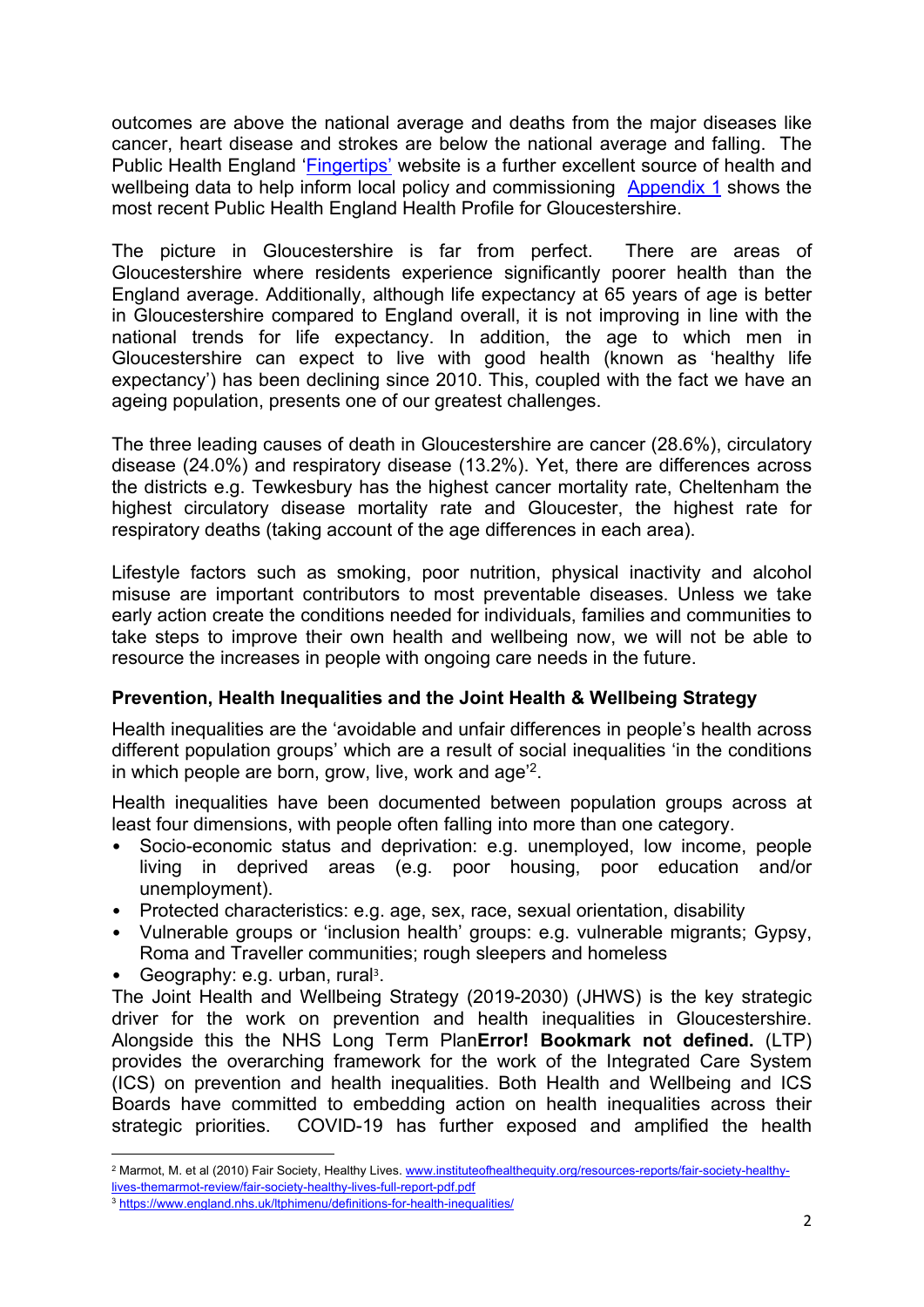outcomes are above the national average and deaths from the major diseases like cancer, heart disease and strokes are below the national average and falling. The Public Health England 'Fingertips' website is a further excellent source of health and wellbeing data to help inform local policy and commissioning Appendix 1 shows the most recent Public Health England Health Profile for Gloucestershire.

The picture in Gloucestershire is far from perfect. There are areas of Gloucestershire where residents experience significantly poorer health than the England average. Additionally, although life expectancy at 65 years of age is better in Gloucestershire compared to England overall, it is not improving in line with the national trends for life expectancy. In addition, the age to which men in Gloucestershire can expect to live with good health (known as 'healthy life expectancy') has been declining since 2010. This, coupled with the fact we have an ageing population, presents one of our greatest challenges.

The three leading causes of death in Gloucestershire are cancer (28.6%), circulatory disease (24.0%) and respiratory disease (13.2%). Yet, there are differences across the districts e.g. Tewkesbury has the highest cancer mortality rate, Cheltenham the highest circulatory disease mortality rate and Gloucester, the highest rate for respiratory deaths (taking account of the age differences in each area).

Lifestyle factors such as smoking, poor nutrition, physical inactivity and alcohol misuse are important contributors to most preventable diseases. Unless we take early action create the conditions needed for individuals, families and communities to take steps to improve their own health and wellbeing now, we will not be able to resource the increases in people with ongoing care needs in the future.

### Prevention, Health Inequalities and the Joint Health & Wellbeing Strategy

Health inequalities are the 'avoidable and unfair differences in people's health across different population groups' which are a result of social inequalities 'in the conditions in which people are born, grow, live, work and age'[2].

Health inequalities have been documented between population groups across at least four dimensions, with people often falling into more than one category.

- Socio-economic status and deprivation: e.g. unemployed, low income, people living in deprived areas (e.g. poor housing, poor education and/or unemployment).
- Protected characteristics: e.g. age, sex, race, sexual orientation, disability
- Vulnerable groups or 'inclusion health' groups: e.g. vulnerable migrants; Gypsy, Roma and Traveller communities; rough sleepers and homeless
- Geography: e.g. urban, rural[3].

The Joint Health and Wellbeing Strategy (2019-2030) (JHWS) is the key strategic driver for the work on prevention and health inequalities in Gloucestershire. Alongside this the NHS Long Term Plan**Error! Bookmark not defined.** (LTP) provides the overarching framework for the work of the Integrated Care System (ICS) on prevention and health inequalities. Both Health and Wellbeing and ICS Boards have committed to embedding action on health inequalities across their strategic priorities. COVID-19 has further exposed and amplified the health

---

[2] Marmot, M. et al (2010) Fair Society, Healthy Lives. www.instituteofhealthequity.org/resources-reports/fair-society-healthy-lives-themarmot-review/fair-society-healthy-lives-full-report-pdf.pdf

[3] https://www.england.nhs.uk/ltphimenu/definitions-for-health-inequalities/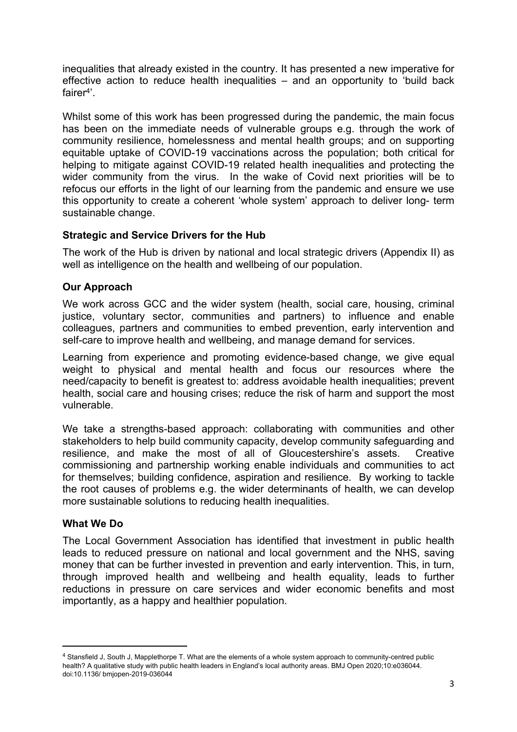inequalities that already existed in the country. It has presented a new imperative for effective action to reduce health inequalities – and an opportunity to 'build back fairer[4]'.

Whilst some of this work has been progressed during the pandemic, the main focus has been on the immediate needs of vulnerable groups e.g. through the work of community resilience, homelessness and mental health groups; and on supporting equitable uptake of COVID-19 vaccinations across the population; both critical for helping to mitigate against COVID-19 related health inequalities and protecting the wider community from the virus. In the wake of Covid next priorities will be to refocus our efforts in the light of our learning from the pandemic and ensure we use this opportunity to create a coherent 'whole system' approach to deliver long- term sustainable change.

### Strategic and Service Drivers for the Hub

The work of the Hub is driven by national and local strategic drivers (Appendix II) as well as intelligence on the health and wellbeing of our population.

### Our Approach

We work across GCC and the wider system (health, social care, housing, criminal justice, voluntary sector, communities and partners) to influence and enable colleagues, partners and communities to embed prevention, early intervention and self-care to improve health and wellbeing, and manage demand for services.

Learning from experience and promoting evidence-based change, we give equal weight to physical and mental health and focus our resources where the need/capacity to benefit is greatest to: address avoidable health inequalities; prevent health, social care and housing crises; reduce the risk of harm and support the most vulnerable.

We take a strengths-based approach: collaborating with communities and other stakeholders to help build community capacity, develop community safeguarding and resilience, and make the most of all of Gloucestershire's assets. Creative commissioning and partnership working enable individuals and communities to act for themselves; building confidence, aspiration and resilience. By working to tackle the root causes of problems e.g. the wider determinants of health, we can develop more sustainable solutions to reducing health inequalities.

### What We Do

The Local Government Association has identified that investment in public health leads to reduced pressure on national and local government and the NHS, saving money that can be further invested in prevention and early intervention. This, in turn, through improved health and wellbeing and health equality, leads to further reductions in pressure on care services and wider economic benefits and most importantly, as a happy and healthier population.

---

[4] Stansfield J, South J, Mapplethorpe T. What are the elements of a whole system approach to community-centred public health? A qualitative study with public health leaders in England's local authority areas. BMJ Open 2020;10:e036044. doi:10.1136/ bmjopen-2019-036044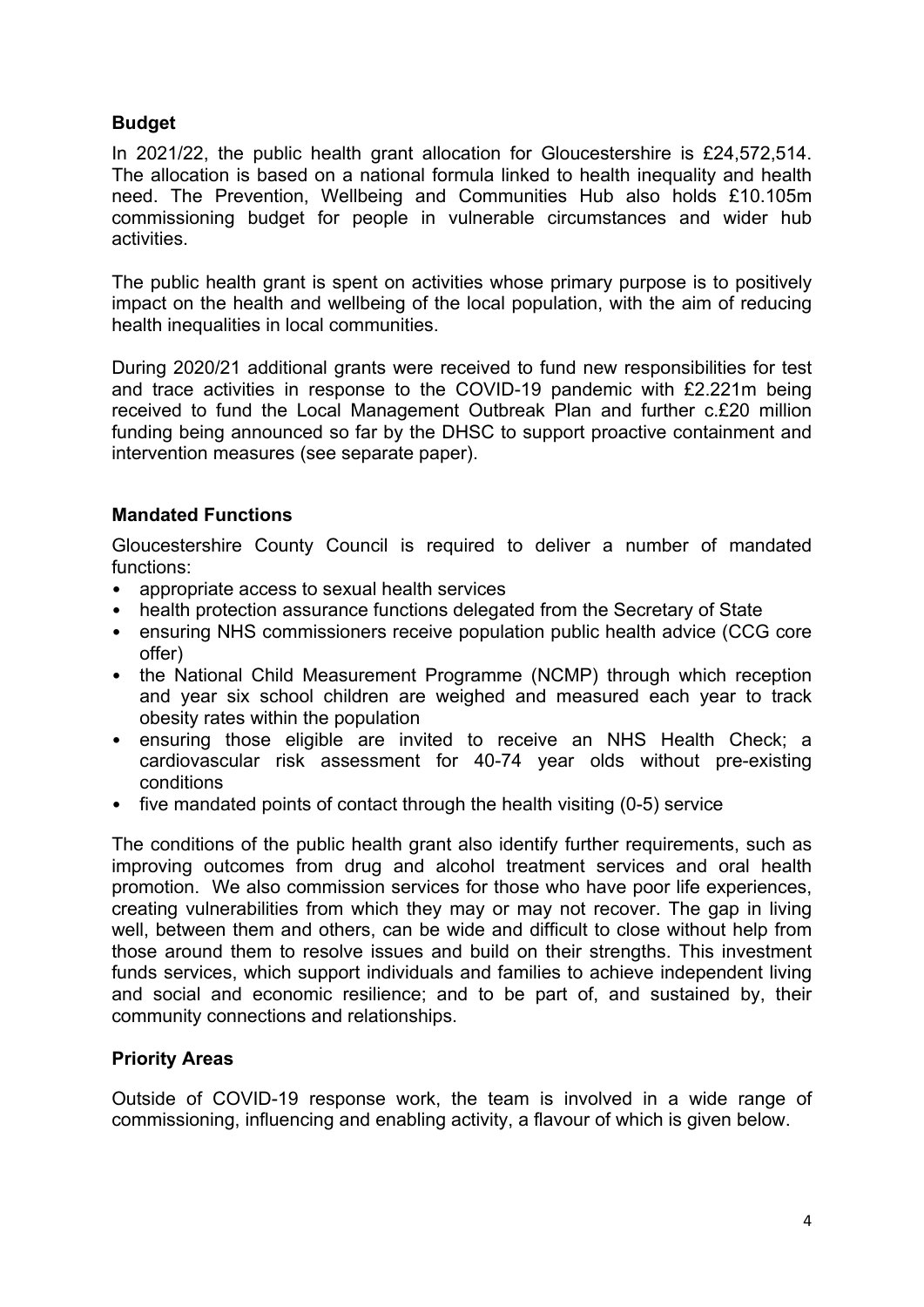## Budget

In 2021/22, the public health grant allocation for Gloucestershire is £24,572,514. The allocation is based on a national formula linked to health inequality and health need. The Prevention, Wellbeing and Communities Hub also holds £10.105m commissioning budget for people in vulnerable circumstances and wider hub activities.

The public health grant is spent on activities whose primary purpose is to positively impact on the health and wellbeing of the local population, with the aim of reducing health inequalities in local communities.

During 2020/21 additional grants were received to fund new responsibilities for test and trace activities in response to the COVID-19 pandemic with £2.221m being received to fund the Local Management Outbreak Plan and further c.£20 million funding being announced so far by the DHSC to support proactive containment and intervention measures (see separate paper).

## Mandated Functions

Gloucestershire County Council is required to deliver a number of mandated functions:

- appropriate access to sexual health services
- health protection assurance functions delegated from the Secretary of State
- ensuring NHS commissioners receive population public health advice (CCG core offer)
- the National Child Measurement Programme (NCMP) through which reception and year six school children are weighed and measured each year to track obesity rates within the population
- ensuring those eligible are invited to receive an NHS Health Check; a cardiovascular risk assessment for 40-74 year olds without pre-existing conditions
- five mandated points of contact through the health visiting (0-5) service

The conditions of the public health grant also identify further requirements, such as improving outcomes from drug and alcohol treatment services and oral health promotion. We also commission services for those who have poor life experiences, creating vulnerabilities from which they may or may not recover. The gap in living well, between them and others, can be wide and difficult to close without help from those around them to resolve issues and build on their strengths. This investment funds services, which support individuals and families to achieve independent living and social and economic resilience; and to be part of, and sustained by, their community connections and relationships.

## Priority Areas

Outside of COVID-19 response work, the team is involved in a wide range of commissioning, influencing and enabling activity, a flavour of which is given below.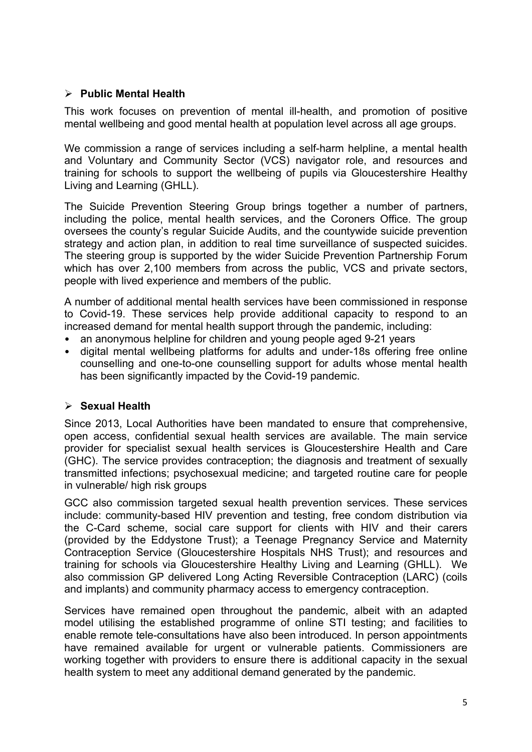- **Public Mental Health**

This work focuses on prevention of mental ill-health, and promotion of positive mental wellbeing and good mental health at population level across all age groups.

We commission a range of services including a self-harm helpline, a mental health and Voluntary and Community Sector (VCS) navigator role, and resources and training for schools to support the wellbeing of pupils via Gloucestershire Healthy Living and Learning (GHLL).

The Suicide Prevention Steering Group brings together a number of partners, including the police, mental health services, and the Coroners Office. The group oversees the county's regular Suicide Audits, and the countywide suicide prevention strategy and action plan, in addition to real time surveillance of suspected suicides. The steering group is supported by the wider Suicide Prevention Partnership Forum which has over 2,100 members from across the public, VCS and private sectors, people with lived experience and members of the public.

A number of additional mental health services have been commissioned in response to Covid-19. These services help provide additional capacity to respond to an increased demand for mental health support through the pandemic, including:

- an anonymous helpline for children and young people aged 9-21 years
- digital mental wellbeing platforms for adults and under-18s offering free online counselling and one-to-one counselling support for adults whose mental health has been significantly impacted by the Covid-19 pandemic.

- **Sexual Health**

Since 2013, Local Authorities have been mandated to ensure that comprehensive, open access, confidential sexual health services are available. The main service provider for specialist sexual health services is Gloucestershire Health and Care (GHC). The service provides contraception; the diagnosis and treatment of sexually transmitted infections; psychosexual medicine; and targeted routine care for people in vulnerable/ high risk groups

GCC also commission targeted sexual health prevention services. These services include: community-based HIV prevention and testing, free condom distribution via the C-Card scheme, social care support for clients with HIV and their carers (provided by the Eddystone Trust); a Teenage Pregnancy Service and Maternity Contraception Service (Gloucestershire Hospitals NHS Trust); and resources and training for schools via Gloucestershire Healthy Living and Learning (GHLL). We also commission GP delivered Long Acting Reversible Contraception (LARC) (coils and implants) and community pharmacy access to emergency contraception.

Services have remained open throughout the pandemic, albeit with an adapted model utilising the established programme of online STI testing; and facilities to enable remote tele-consultations have also been introduced. In person appointments have remained available for urgent or vulnerable patients. Commissioners are working together with providers to ensure there is additional capacity in the sexual health system to meet any additional demand generated by the pandemic.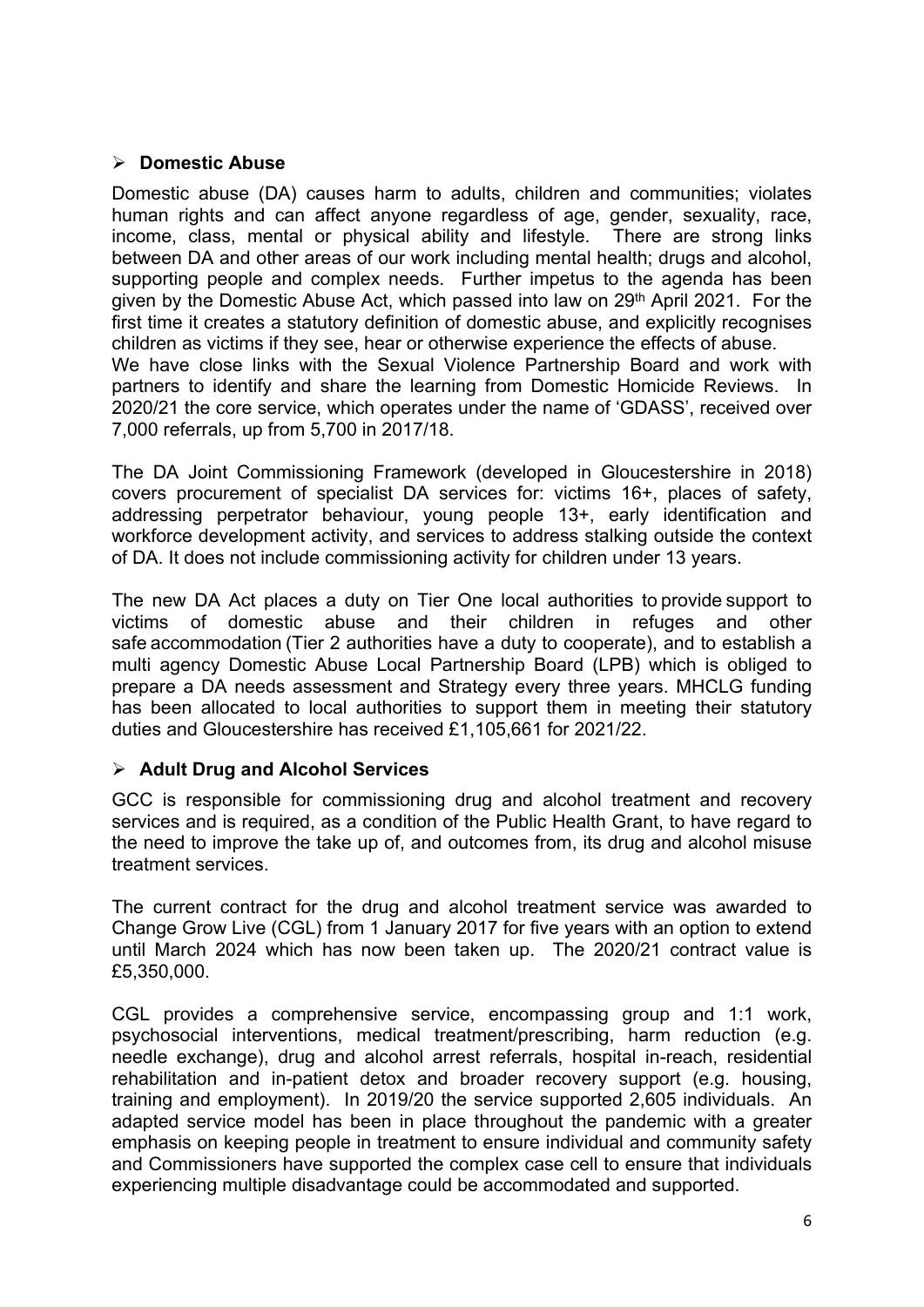- **Domestic Abuse**

Domestic abuse (DA) causes harm to adults, children and communities; violates human rights and can affect anyone regardless of age, gender, sexuality, race, income, class, mental or physical ability and lifestyle. There are strong links between DA and other areas of our work including mental health; drugs and alcohol, supporting people and complex needs. Further impetus to the agenda has been given by the Domestic Abuse Act, which passed into law on 29th April 2021. For the first time it creates a statutory definition of domestic abuse, and explicitly recognises children as victims if they see, hear or otherwise experience the effects of abuse.
We have close links with the Sexual Violence Partnership Board and work with partners to identify and share the learning from Domestic Homicide Reviews. In 2020/21 the core service, which operates under the name of 'GDASS', received over 7,000 referrals, up from 5,700 in 2017/18.

The DA Joint Commissioning Framework (developed in Gloucestershire in 2018) covers procurement of specialist DA services for: victims 16+, places of safety, addressing perpetrator behaviour, young people 13+, early identification and workforce development activity, and services to address stalking outside the context of DA. It does not include commissioning activity for children under 13 years.

The new DA Act places a duty on Tier One local authorities to provide support to victims of domestic abuse and their children in refuges and other safe accommodation (Tier 2 authorities have a duty to cooperate), and to establish a multi agency Domestic Abuse Local Partnership Board (LPB) which is obliged to prepare a DA needs assessment and Strategy every three years. MHCLG funding has been allocated to local authorities to support them in meeting their statutory duties and Gloucestershire has received £1,105,661 for 2021/22.

- **Adult Drug and Alcohol Services**

GCC is responsible for commissioning drug and alcohol treatment and recovery services and is required, as a condition of the Public Health Grant, to have regard to the need to improve the take up of, and outcomes from, its drug and alcohol misuse treatment services.

The current contract for the drug and alcohol treatment service was awarded to Change Grow Live (CGL) from 1 January 2017 for five years with an option to extend until March 2024 which has now been taken up. The 2020/21 contract value is £5,350,000.

CGL provides a comprehensive service, encompassing group and 1:1 work, psychosocial interventions, medical treatment/prescribing, harm reduction (e.g. needle exchange), drug and alcohol arrest referrals, hospital in-reach, residential rehabilitation and in-patient detox and broader recovery support (e.g. housing, training and employment). In 2019/20 the service supported 2,605 individuals. An adapted service model has been in place throughout the pandemic with a greater emphasis on keeping people in treatment to ensure individual and community safety and Commissioners have supported the complex case cell to ensure that individuals experiencing multiple disadvantage could be accommodated and supported.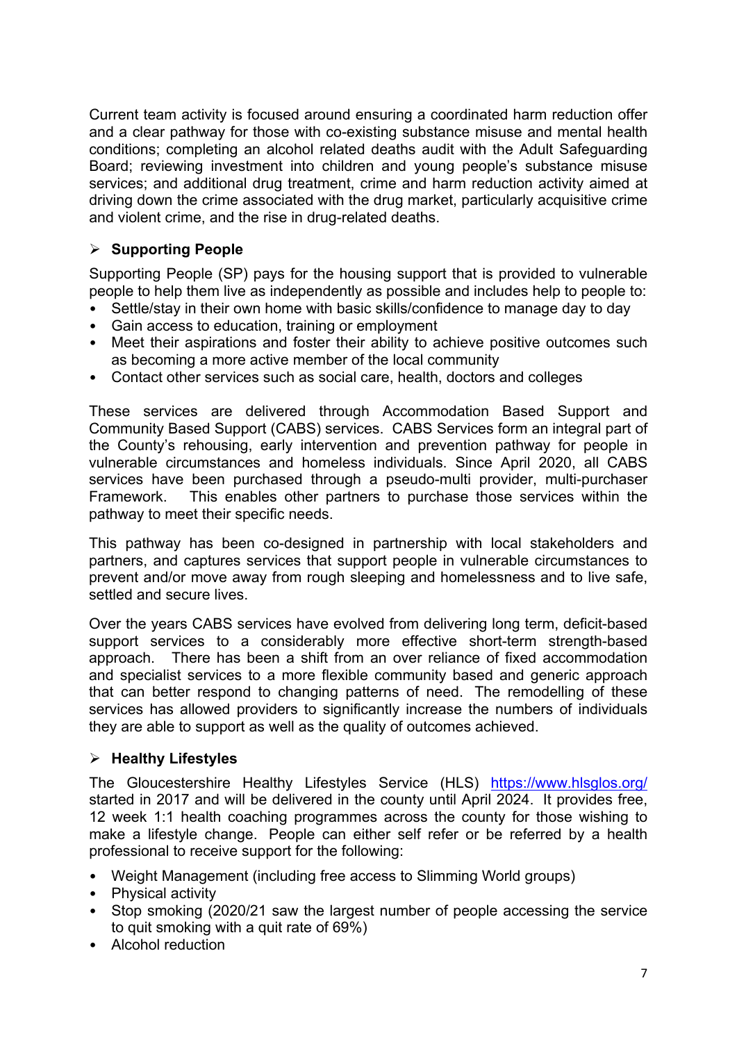Current team activity is focused around ensuring a coordinated harm reduction offer and a clear pathway for those with co-existing substance misuse and mental health conditions; completing an alcohol related deaths audit with the Adult Safeguarding Board; reviewing investment into children and young people's substance misuse services; and additional drug treatment, crime and harm reduction activity aimed at driving down the crime associated with the drug market, particularly acquisitive crime and violent crime, and the rise in drug-related deaths.

- **Supporting People**

Supporting People (SP) pays for the housing support that is provided to vulnerable people to help them live as independently as possible and includes help to people to:

- Settle/stay in their own home with basic skills/confidence to manage day to day
- Gain access to education, training or employment
- Meet their aspirations and foster their ability to achieve positive outcomes such as becoming a more active member of the local community
- Contact other services such as social care, health, doctors and colleges

These services are delivered through Accommodation Based Support and Community Based Support (CABS) services. CABS Services form an integral part of the County's rehousing, early intervention and prevention pathway for people in vulnerable circumstances and homeless individuals. Since April 2020, all CABS services have been purchased through a pseudo-multi provider, multi-purchaser Framework. This enables other partners to purchase those services within the pathway to meet their specific needs.

This pathway has been co-designed in partnership with local stakeholders and partners, and captures services that support people in vulnerable circumstances to prevent and/or move away from rough sleeping and homelessness and to live safe, settled and secure lives.

Over the years CABS services have evolved from delivering long term, deficit-based support services to a considerably more effective short-term strength-based approach. There has been a shift from an over reliance of fixed accommodation and specialist services to a more flexible community based and generic approach that can better respond to changing patterns of need. The remodelling of these services has allowed providers to significantly increase the numbers of individuals they are able to support as well as the quality of outcomes achieved.

- **Healthy Lifestyles**

The Gloucestershire Healthy Lifestyles Service (HLS) https://www.hlsglos.org/ started in 2017 and will be delivered in the county until April 2024. It provides free, 12 week 1:1 health coaching programmes across the county for those wishing to make a lifestyle change. People can either self refer or be referred by a health professional to receive support for the following:

- Weight Management (including free access to Slimming World groups)
- Physical activity
- Stop smoking (2020/21 saw the largest number of people accessing the service to quit smoking with a quit rate of 69%)
- Alcohol reduction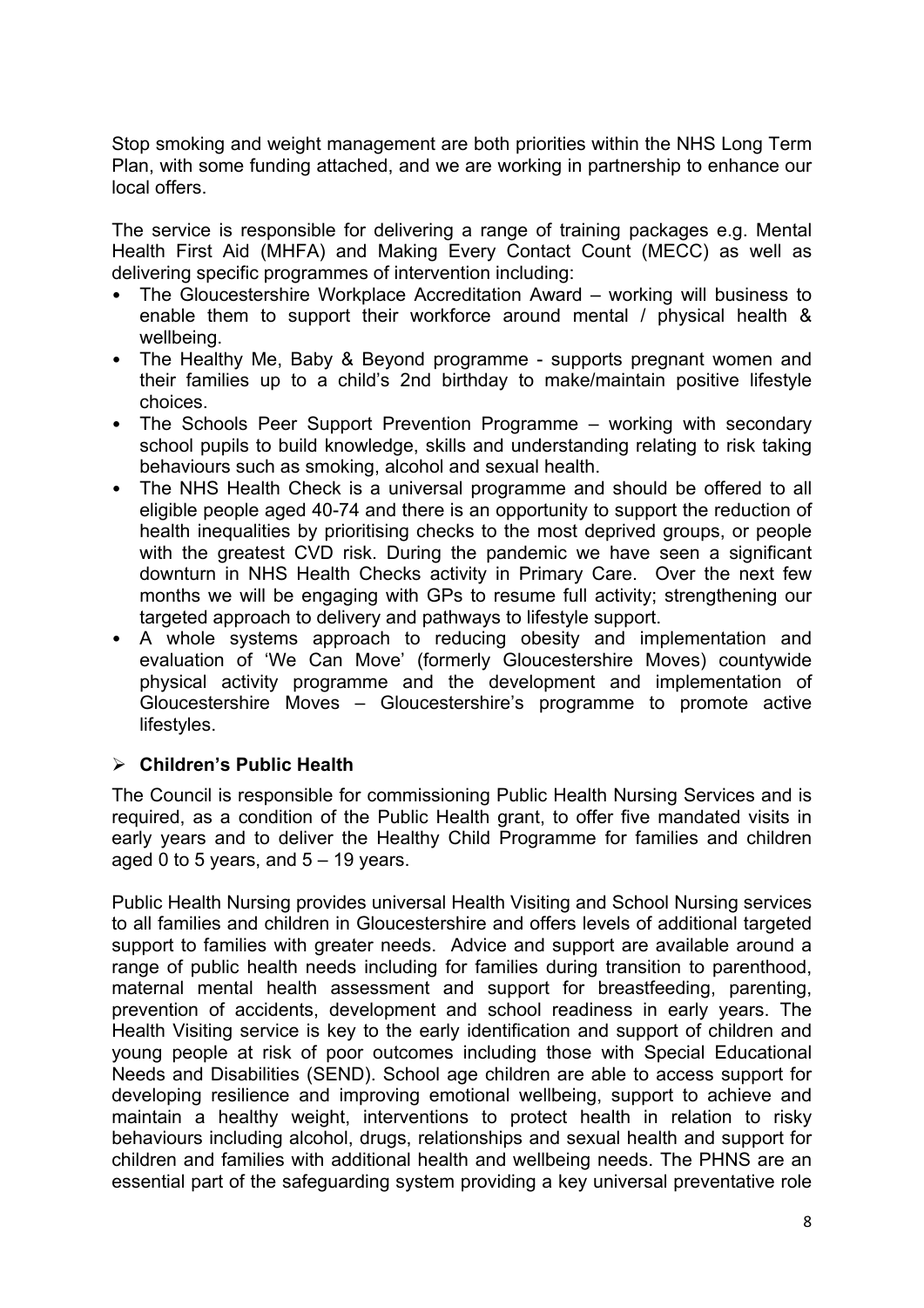Stop smoking and weight management are both priorities within the NHS Long Term Plan, with some funding attached, and we are working in partnership to enhance our local offers.

The service is responsible for delivering a range of training packages e.g. Mental Health First Aid (MHFA) and Making Every Contact Count (MECC) as well as delivering specific programmes of intervention including:

- The Gloucestershire Workplace Accreditation Award – working will business to enable them to support their workforce around mental / physical health & wellbeing.
- The Healthy Me, Baby & Beyond programme - supports pregnant women and their families up to a child's 2nd birthday to make/maintain positive lifestyle choices.
- The Schools Peer Support Prevention Programme – working with secondary school pupils to build knowledge, skills and understanding relating to risk taking behaviours such as smoking, alcohol and sexual health.
- The NHS Health Check is a universal programme and should be offered to all eligible people aged 40-74 and there is an opportunity to support the reduction of health inequalities by prioritising checks to the most deprived groups, or people with the greatest CVD risk. During the pandemic we have seen a significant downturn in NHS Health Checks activity in Primary Care. Over the next few months we will be engaging with GPs to resume full activity; strengthening our targeted approach to delivery and pathways to lifestyle support.
- A whole systems approach to reducing obesity and implementation and evaluation of 'We Can Move' (formerly Gloucestershire Moves) countywide physical activity programme and the development and implementation of Gloucestershire Moves – Gloucestershire's programme to promote active lifestyles.

- **Children's Public Health**

The Council is responsible for commissioning Public Health Nursing Services and is required, as a condition of the Public Health grant, to offer five mandated visits in early years and to deliver the Healthy Child Programme for families and children aged 0 to 5 years, and 5 – 19 years.

Public Health Nursing provides universal Health Visiting and School Nursing services to all families and children in Gloucestershire and offers levels of additional targeted support to families with greater needs. Advice and support are available around a range of public health needs including for families during transition to parenthood, maternal mental health assessment and support for breastfeeding, parenting, prevention of accidents, development and school readiness in early years. The Health Visiting service is key to the early identification and support of children and young people at risk of poor outcomes including those with Special Educational Needs and Disabilities (SEND). School age children are able to access support for developing resilience and improving emotional wellbeing, support to achieve and maintain a healthy weight, interventions to protect health in relation to risky behaviours including alcohol, drugs, relationships and sexual health and support for children and families with additional health and wellbeing needs. The PHNS are an essential part of the safeguarding system providing a key universal preventative role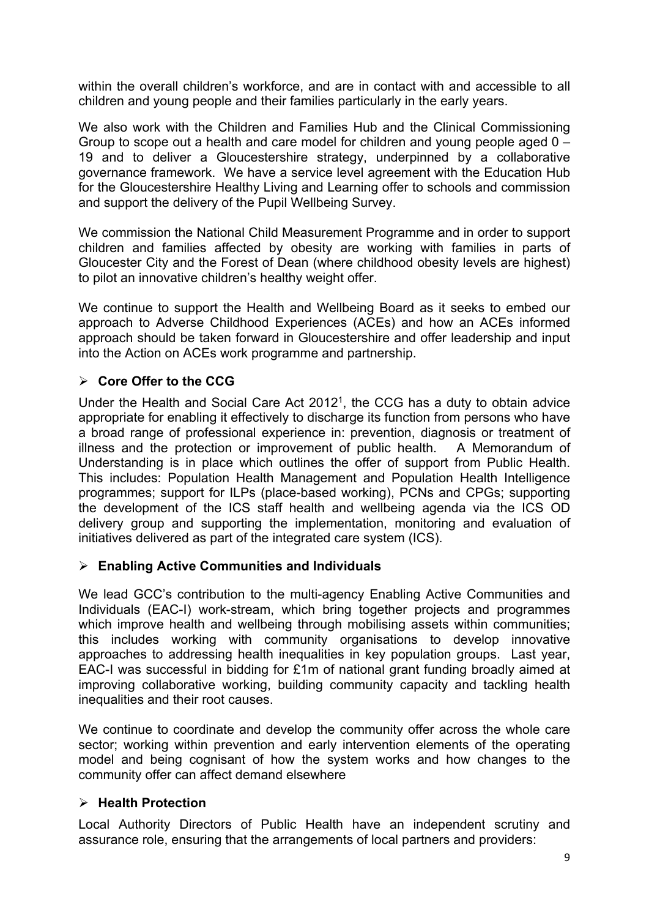within the overall children's workforce, and are in contact with and accessible to all children and young people and their families particularly in the early years.

We also work with the Children and Families Hub and the Clinical Commissioning Group to scope out a health and care model for children and young people aged 0 – 19 and to deliver a Gloucestershire strategy, underpinned by a collaborative governance framework. We have a service level agreement with the Education Hub for the Gloucestershire Healthy Living and Learning offer to schools and commission and support the delivery of the Pupil Wellbeing Survey.

We commission the National Child Measurement Programme and in order to support children and families affected by obesity are working with families in parts of Gloucester City and the Forest of Dean (where childhood obesity levels are highest) to pilot an innovative children's healthy weight offer.

We continue to support the Health and Wellbeing Board as it seeks to embed our approach to Adverse Childhood Experiences (ACEs) and how an ACEs informed approach should be taken forward in Gloucestershire and offer leadership and input into the Action on ACEs work programme and partnership.

- **Core Offer to the CCG**

Under the Health and Social Care Act 2012[1], the CCG has a duty to obtain advice appropriate for enabling it effectively to discharge its function from persons who have a broad range of professional experience in: prevention, diagnosis or treatment of illness and the protection or improvement of public health. A Memorandum of Understanding is in place which outlines the offer of support from Public Health. This includes: Population Health Management and Population Health Intelligence programmes; support for ILPs (place-based working), PCNs and CPGs; supporting the development of the ICS staff health and wellbeing agenda via the ICS OD delivery group and supporting the implementation, monitoring and evaluation of initiatives delivered as part of the integrated care system (ICS).

- **Enabling Active Communities and Individuals**

We lead GCC's contribution to the multi-agency Enabling Active Communities and Individuals (EAC-I) work-stream, which bring together projects and programmes which improve health and wellbeing through mobilising assets within communities; this includes working with community organisations to develop innovative approaches to addressing health inequalities in key population groups. Last year, EAC-I was successful in bidding for £1m of national grant funding broadly aimed at improving collaborative working, building community capacity and tackling health inequalities and their root causes.

We continue to coordinate and develop the community offer across the whole care sector; working within prevention and early intervention elements of the operating model and being cognisant of how the system works and how changes to the community offer can affect demand elsewhere

- **Health Protection**

Local Authority Directors of Public Health have an independent scrutiny and assurance role, ensuring that the arrangements of local partners and providers: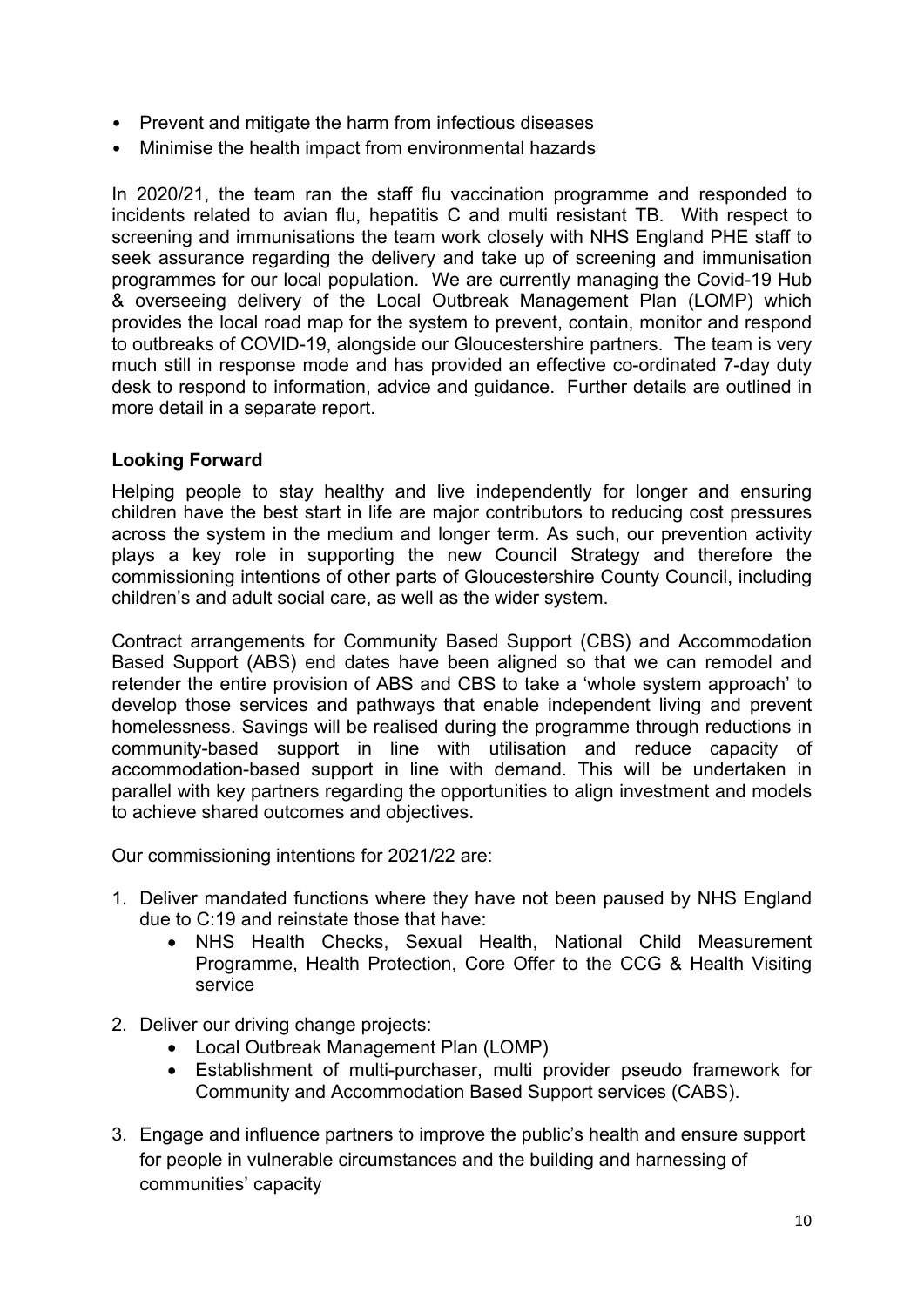- Prevent and mitigate the harm from infectious diseases
- Minimise the health impact from environmental hazards

In 2020/21, the team ran the staff flu vaccination programme and responded to incidents related to avian flu, hepatitis C and multi resistant TB. With respect to screening and immunisations the team work closely with NHS England PHE staff to seek assurance regarding the delivery and take up of screening and immunisation programmes for our local population. We are currently managing the Covid-19 Hub & overseeing delivery of the Local Outbreak Management Plan (LOMP) which provides the local road map for the system to prevent, contain, monitor and respond to outbreaks of COVID-19, alongside our Gloucestershire partners. The team is very much still in response mode and has provided an effective co-ordinated 7-day duty desk to respond to information, advice and guidance. Further details are outlined in more detail in a separate report.

**Looking Forward**

Helping people to stay healthy and live independently for longer and ensuring children have the best start in life are major contributors to reducing cost pressures across the system in the medium and longer term. As such, our prevention activity plays a key role in supporting the new Council Strategy and therefore the commissioning intentions of other parts of Gloucestershire County Council, including children's and adult social care, as well as the wider system.

Contract arrangements for Community Based Support (CBS) and Accommodation Based Support (ABS) end dates have been aligned so that we can remodel and retender the entire provision of ABS and CBS to take a 'whole system approach' to develop those services and pathways that enable independent living and prevent homelessness. Savings will be realised during the programme through reductions in community-based support in line with utilisation and reduce capacity of accommodation-based support in line with demand. This will be undertaken in parallel with key partners regarding the opportunities to align investment and models to achieve shared outcomes and objectives.

Our commissioning intentions for 2021/22 are:

1. Deliver mandated functions where they have not been paused by NHS England due to C:19 and reinstate those that have:
   - NHS Health Checks, Sexual Health, National Child Measurement Programme, Health Protection, Core Offer to the CCG & Health Visiting service
2. Deliver our driving change projects:
   - Local Outbreak Management Plan (LOMP)
   - Establishment of multi-purchaser, multi provider pseudo framework for Community and Accommodation Based Support services (CABS).
3. Engage and influence partners to improve the public's health and ensure support for people in vulnerable circumstances and the building and harnessing of communities' capacity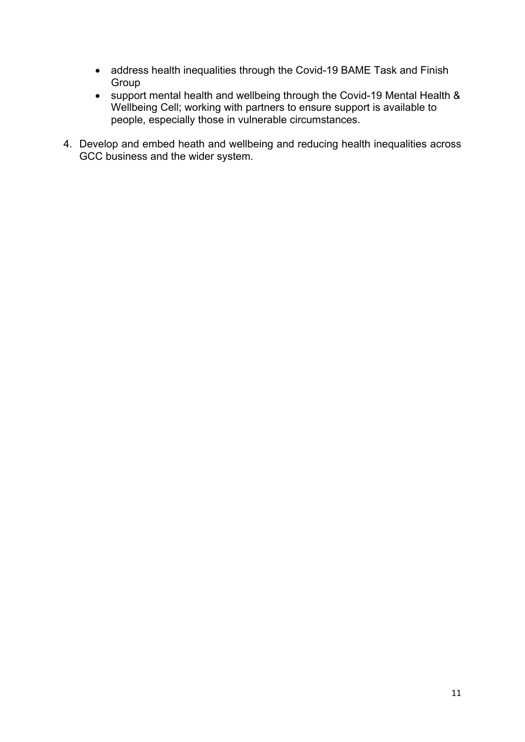- address health inequalities through the Covid-19 BAME Task and Finish Group
- support mental health and wellbeing through the Covid-19 Mental Health & Wellbeing Cell; working with partners to ensure support is available to people, especially those in vulnerable circumstances.

4. Develop and embed heath and wellbeing and reducing health inequalities across GCC business and the wider system.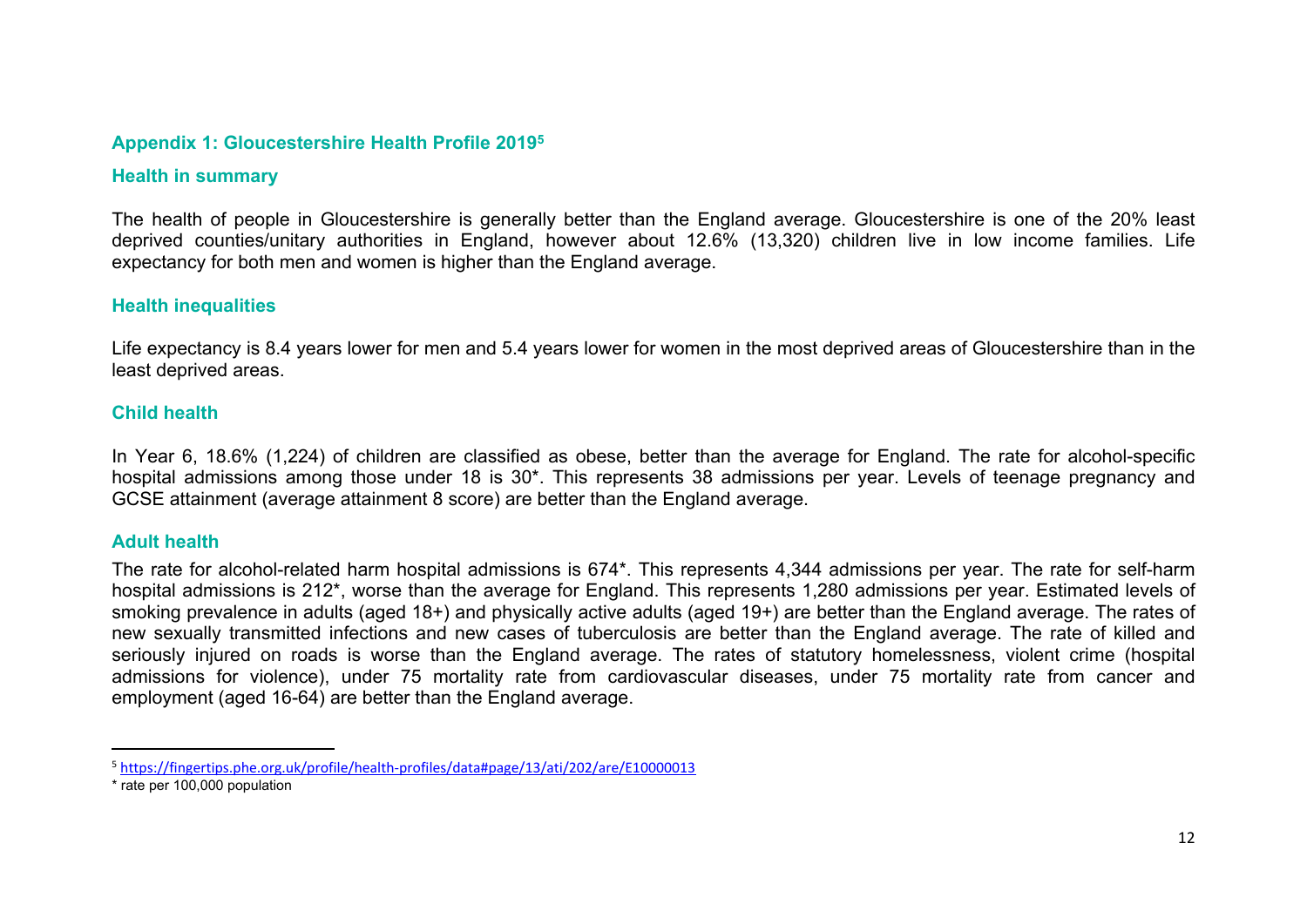## Appendix 1: Gloucestershire Health Profile 2019[5]

### Health in summary

The health of people in Gloucestershire is generally better than the England average. Gloucestershire is one of the 20% least deprived counties/unitary authorities in England, however about 12.6% (13,320) children live in low income families. Life expectancy for both men and women is higher than the England average.

### Health inequalities

Life expectancy is 8.4 years lower for men and 5.4 years lower for women in the most deprived areas of Gloucestershire than in the least deprived areas.

### Child health

In Year 6, 18.6% (1,224) of children are classified as obese, better than the average for England. The rate for alcohol-specific hospital admissions among those under 18 is 30*. This represents 38 admissions per year. Levels of teenage pregnancy and GCSE attainment (average attainment 8 score) are better than the England average.

### Adult health

The rate for alcohol-related harm hospital admissions is 674*. This represents 4,344 admissions per year. The rate for self-harm hospital admissions is 212*, worse than the average for England. This represents 1,280 admissions per year. Estimated levels of smoking prevalence in adults (aged 18+) and physically active adults (aged 19+) are better than the England average. The rates of new sexually transmitted infections and new cases of tuberculosis are better than the England average. The rate of killed and seriously injured on roads is worse than the England average. The rates of statutory homelessness, violent crime (hospital admissions for violence), under 75 mortality rate from cardiovascular diseases, under 75 mortality rate from cancer and employment (aged 16-64) are better than the England average.

---

[5] https://fingertips.phe.org.uk/profile/health-profiles/data#page/13/ati/202/are/E10000013

\* rate per 100,000 population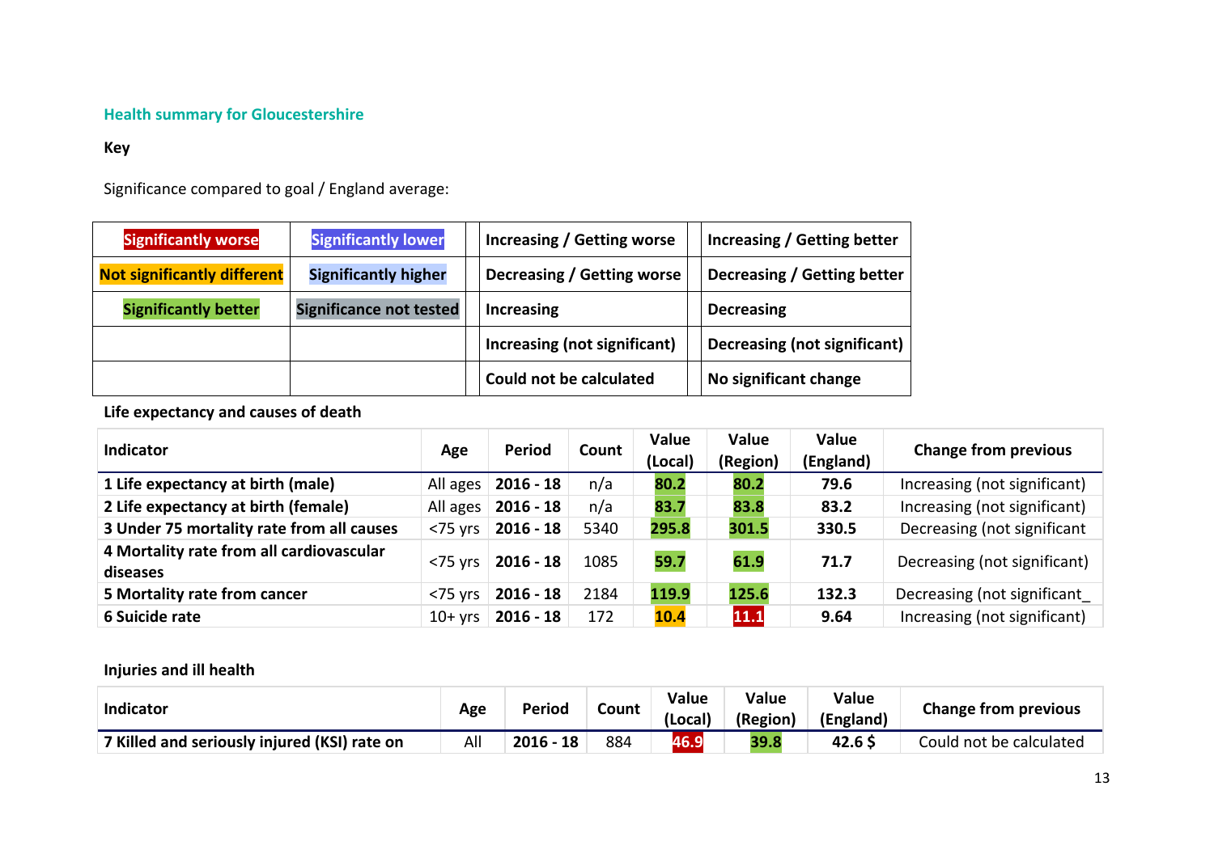### Health summary for Gloucestershire

**Key**

Significance compared to goal / England average:

| | | | | | |
|---|---|---|---|---|---|
| Significantly worse | Significantly lower | | Increasing / Getting worse | | Increasing / Getting better |
| Not significantly different | Significantly higher | | Decreasing / Getting worse | | Decreasing / Getting better |
| Significantly better | Significance not tested | | Increasing | | Decreasing |
| | | | Increasing (not significant) | | Decreasing (not significant) |
| | | | Could not be calculated | | No significant change |

**Life expectancy and causes of death**

| Indicator | Age | Period | Count | Value (Local) | Value (Region) | Value (England) | Change from previous |
|---|---|---|---|---|---|---|---|
| 1 Life expectancy at birth (male) | All ages | 2016 - 18 | n/a | 80.2 | 80.2 | 79.6 | Increasing (not significant) |
| 2 Life expectancy at birth (female) | All ages | 2016 - 18 | n/a | 83.7 | 83.8 | 83.2 | Increasing (not significant) |
| 3 Under 75 mortality rate from all causes | <75 yrs | 2016 - 18 | 5340 | 295.8 | 301.5 | 330.5 | Decreasing (not significant |
| 4 Mortality rate from all cardiovascular diseases | <75 yrs | 2016 - 18 | 1085 | 59.7 | 61.9 | 71.7 | Decreasing (not significant) |
| 5 Mortality rate from cancer | <75 yrs | 2016 - 18 | 2184 | 119.9 | 125.6 | 132.3 | Decreasing (not significant_ |
| 6 Suicide rate | 10+ yrs | 2016 - 18 | 172 | 10.4 | 11.1 | 9.64 | Increasing (not significant) |

**Injuries and ill health**

| Indicator | Age | Period | Count | Value (Local) | Value (Region) | Value (England) | Change from previous |
|---|---|---|---|---|---|---|---|
| 7 Killed and seriously injured (KSI) rate on | All | 2016 - 18 | 884 | 46.9 | 39.8 | 42.6 $ | Could not be calculated |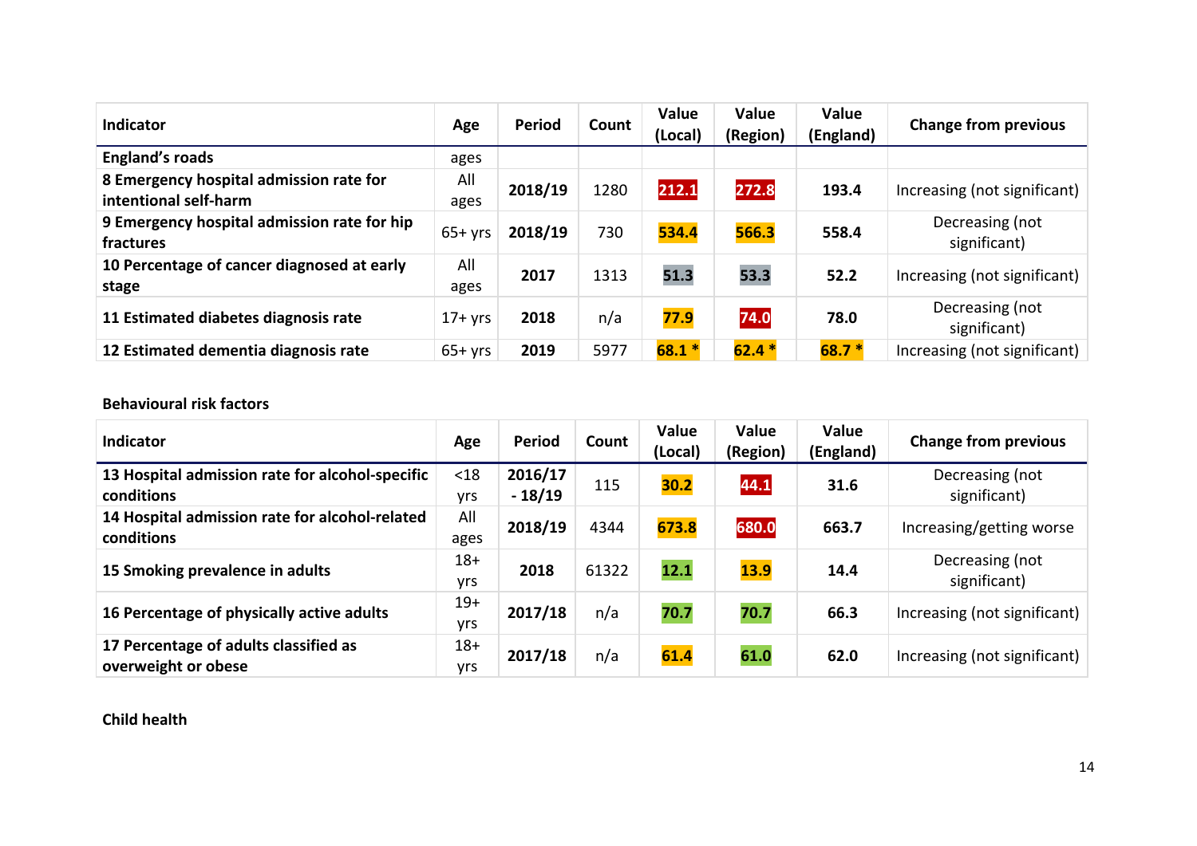| Indicator | Age | Period | Count | Value (Local) | Value (Region) | Value (England) | Change from previous |
|---|---|---|---|---|---|---|---|
| **England's roads** | ages | | | | | | |
| **8 Emergency hospital admission rate for intentional self-harm** | All ages | **2018/19** | 1280 | **212.1** | **272.8** | **193.4** | Increasing (not significant) |
| **9 Emergency hospital admission rate for hip fractures** | 65+ yrs | **2018/19** | 730 | **534.4** | **566.3** | **558.4** | Decreasing (not significant) |
| **10 Percentage of cancer diagnosed at early stage** | All ages | **2017** | 1313 | **51.3** | **53.3** | **52.2** | Increasing (not significant) |
| **11 Estimated diabetes diagnosis rate** | 17+ yrs | **2018** | n/a | **77.9** | **74.0** | **78.0** | Decreasing (not significant) |
| **12 Estimated dementia diagnosis rate** | 65+ yrs | **2019** | 5977 | **68.1 *** | **62.4 *** | **68.7 *** | Increasing (not significant) |

**Behavioural risk factors**

| Indicator | Age | Period | Count | Value (Local) | Value (Region) | Value (England) | Change from previous |
|---|---|---|---|---|---|---|---|
| **13 Hospital admission rate for alcohol-specific conditions** | <18 yrs | **2016/17 - 18/19** | 115 | **30.2** | **44.1** | **31.6** | Decreasing (not significant) |
| **14 Hospital admission rate for alcohol-related conditions** | All ages | **2018/19** | 4344 | **673.8** | **680.0** | **663.7** | Increasing/getting worse |
| **15 Smoking prevalence in adults** | 18+ yrs | **2018** | 61322 | **12.1** | **13.9** | **14.4** | Decreasing (not significant) |
| **16 Percentage of physically active adults** | 19+ yrs | **2017/18** | n/a | **70.7** | **70.7** | **66.3** | Increasing (not significant) |
| **17 Percentage of adults classified as overweight or obese** | 18+ yrs | **2017/18** | n/a | **61.4** | **61.0** | **62.0** | Increasing (not significant) |

**Child health**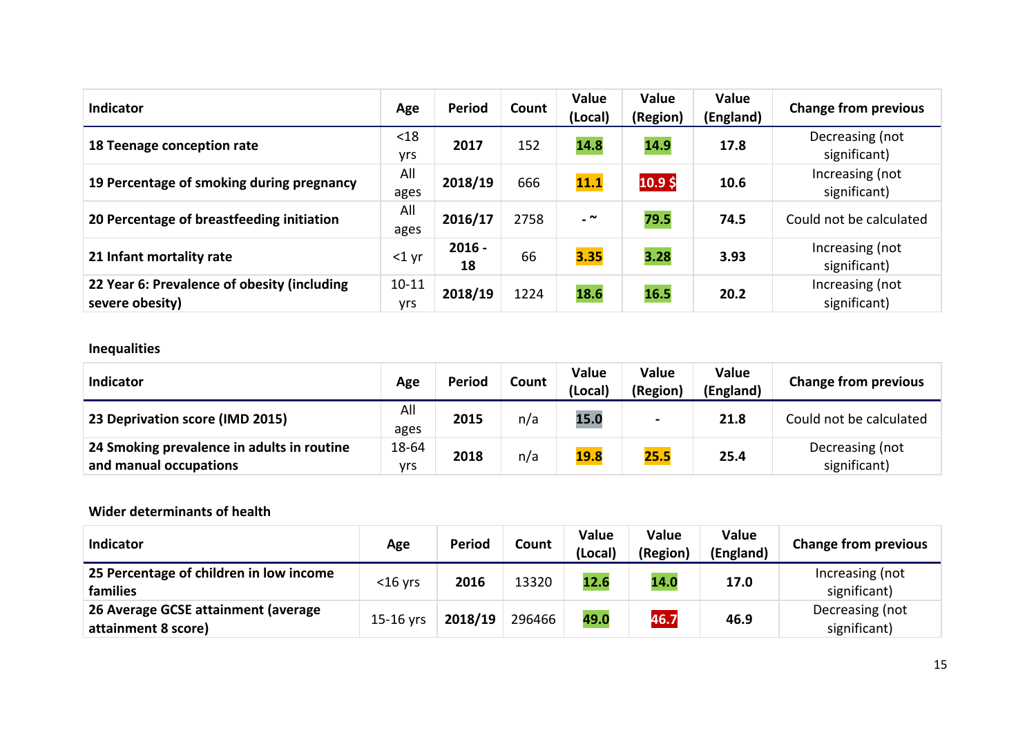| Indicator | Age | Period | Count | Value (Local) | Value (Region) | Value (England) | Change from previous |
|---|---|---|---|---|---|---|---|
| **18 Teenage conception rate** | <18 yrs | **2017** | 152 | **14.8** | **14.9** | **17.8** | Decreasing (not significant) |
| **19 Percentage of smoking during pregnancy** | All ages | **2018/19** | 666 | **11.1** | **10.9 $** | **10.6** | Increasing (not significant) |
| **20 Percentage of breastfeeding initiation** | All ages | **2016/17** | 2758 | **- ~** | **79.5** | **74.5** | Could not be calculated |
| **21 Infant mortality rate** | <1 yr | **2016 - 18** | 66 | **3.35** | **3.28** | **3.93** | Increasing (not significant) |
| **22 Year 6: Prevalence of obesity (including severe obesity)** | 10-11 yrs | **2018/19** | 1224 | **18.6** | **16.5** | **20.2** | Increasing (not significant) |

**Inequalities**

| Indicator | Age | Period | Count | Value (Local) | Value (Region) | Value (England) | Change from previous |
|---|---|---|---|---|---|---|---|
| **23 Deprivation score (IMD 2015)** | All ages | **2015** | n/a | **15.0** | **-** | **21.8** | Could not be calculated |
| **24 Smoking prevalence in adults in routine and manual occupations** | 18-64 yrs | **2018** | n/a | **19.8** | **25.5** | **25.4** | Decreasing (not significant) |

**Wider determinants of health**

| Indicator | Age | Period | Count | Value (Local) | Value (Region) | Value (England) | Change from previous |
|---|---|---|---|---|---|---|---|
| **25 Percentage of children in low income families** | <16 yrs | **2016** | 13320 | **12.6** | **14.0** | **17.0** | Increasing (not significant) |
| **26 Average GCSE attainment (average attainment 8 score)** | 15-16 yrs | **2018/19** | 296466 | **49.0** | **46.7** | **46.9** | Decreasing (not significant) |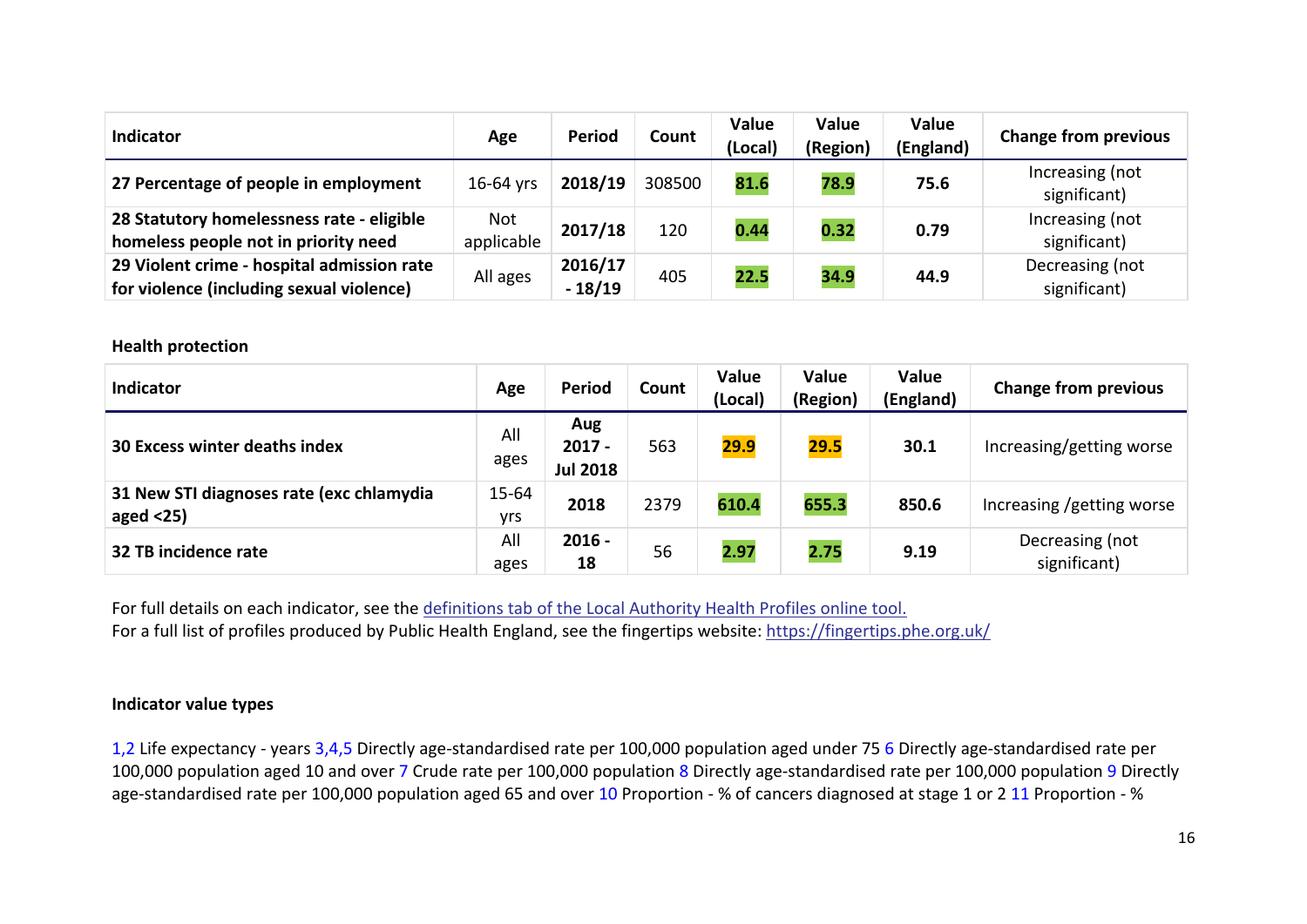| Indicator | Age | Period | Count | Value (Local) | Value (Region) | Value (England) | Change from previous |
|---|---|---|---|---|---|---|---|
| **27 Percentage of people in employment** | 16-64 yrs | **2018/19** | 308500 | **81.6** | **78.9** | **75.6** | Increasing (not significant) |
| **28 Statutory homelessness rate - eligible homeless people not in priority need** | Not applicable | **2017/18** | 120 | **0.44** | **0.32** | **0.79** | Increasing (not significant) |
| **29 Violent crime - hospital admission rate for violence (including sexual violence)** | All ages | **2016/17 - 18/19** | 405 | **22.5** | **34.9** | **44.9** | Decreasing (not significant) |

**Health protection**

| Indicator | Age | Period | Count | Value (Local) | Value (Region) | Value (England) | Change from previous |
|---|---|---|---|---|---|---|---|
| **30 Excess winter deaths index** | All ages | **Aug 2017 - Jul 2018** | 563 | **29.9** | **29.5** | **30.1** | Increasing/getting worse |
| **31 New STI diagnoses rate (exc chlamydia aged <25)** | 15-64 yrs | **2018** | 2379 | **610.4** | **655.3** | **850.6** | Increasing /getting worse |
| **32 TB incidence rate** | All ages | **2016 - 18** | 56 | **2.97** | **2.75** | **9.19** | Decreasing (not significant) |

For full details on each indicator, see the definitions tab of the Local Authority Health Profiles online tool.
For a full list of profiles produced by Public Health England, see the fingertips website: https://fingertips.phe.org.uk/

**Indicator value types**

1,2 Life expectancy - years 3,4,5 Directly age-standardised rate per 100,000 population aged under 75 6 Directly age-standardised rate per 100,000 population aged 10 and over 7 Crude rate per 100,000 population 8 Directly age-standardised rate per 100,000 population 9 Directly age-standardised rate per 100,000 population aged 65 and over 10 Proportion - % of cancers diagnosed at stage 1 or 2 11 Proportion - %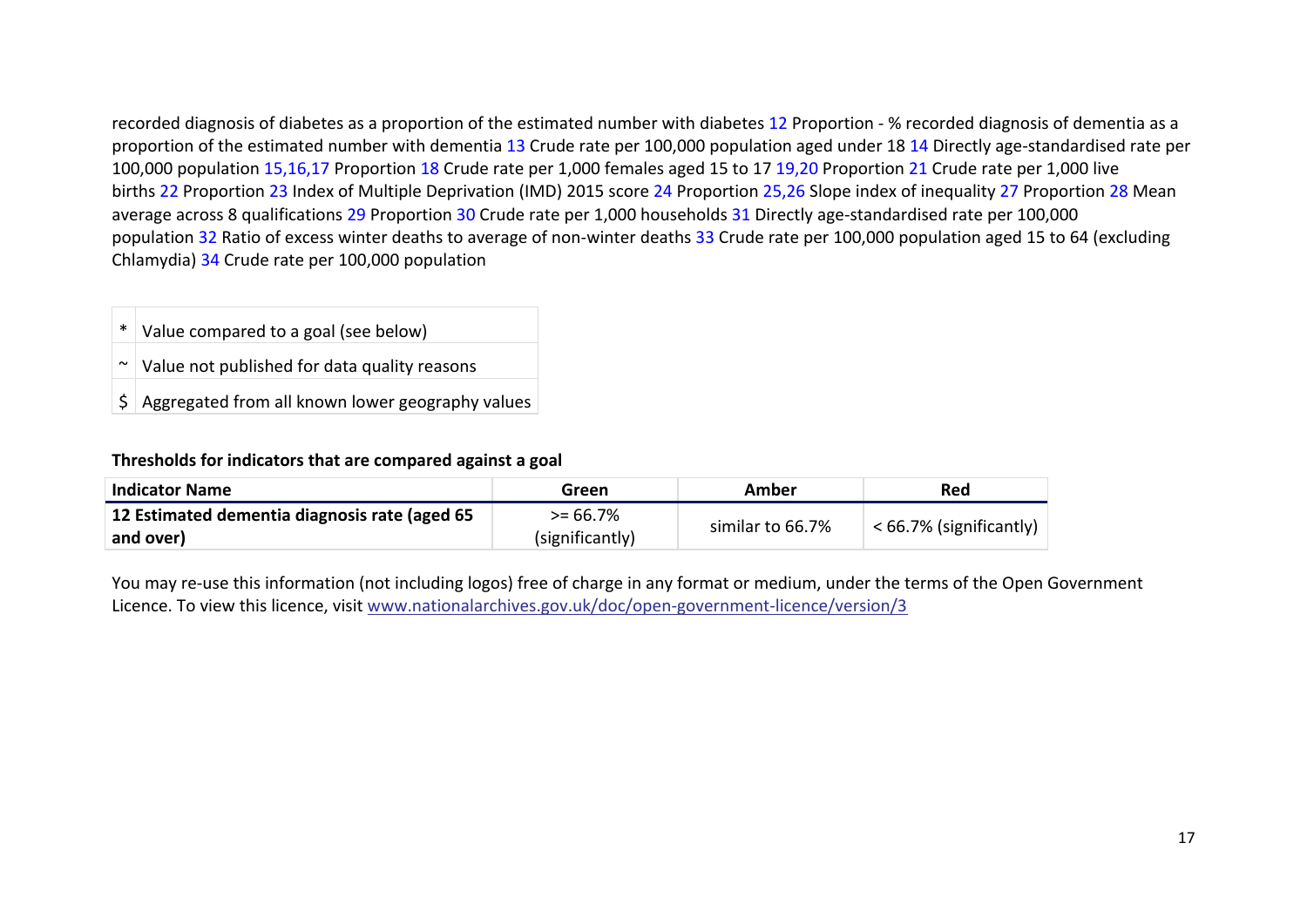recorded diagnosis of diabetes as a proportion of the estimated number with diabetes 12 Proportion - % recorded diagnosis of dementia as a proportion of the estimated number with dementia 13 Crude rate per 100,000 population aged under 18 14 Directly age-standardised rate per 100,000 population 15,16,17 Proportion 18 Crude rate per 1,000 females aged 15 to 17 19,20 Proportion 21 Crude rate per 1,000 live births 22 Proportion 23 Index of Multiple Deprivation (IMD) 2015 score 24 Proportion 25,26 Slope index of inequality 27 Proportion 28 Mean average across 8 qualifications 29 Proportion 30 Crude rate per 1,000 households 31 Directly age-standardised rate per 100,000 population 32 Ratio of excess winter deaths to average of non-winter deaths 33 Crude rate per 100,000 population aged 15 to 64 (excluding Chlamydia) 34 Crude rate per 100,000 population

| | |
|---|---|
| * | Value compared to a goal (see below) |
| ~ | Value not published for data quality reasons |
| $ | Aggregated from all known lower geography values |

**Thresholds for indicators that are compared against a goal**

| Indicator Name | Green | Amber | Red |
|---|---|---|---|
| **12 Estimated dementia diagnosis rate (aged 65 and over)** | >= 66.7% (significantly) | similar to 66.7% | < 66.7% (significantly) |

You may re-use this information (not including logos) free of charge in any format or medium, under the terms of the Open Government Licence. To view this licence, visit www.nationalarchives.gov.uk/doc/open-government-licence/version/3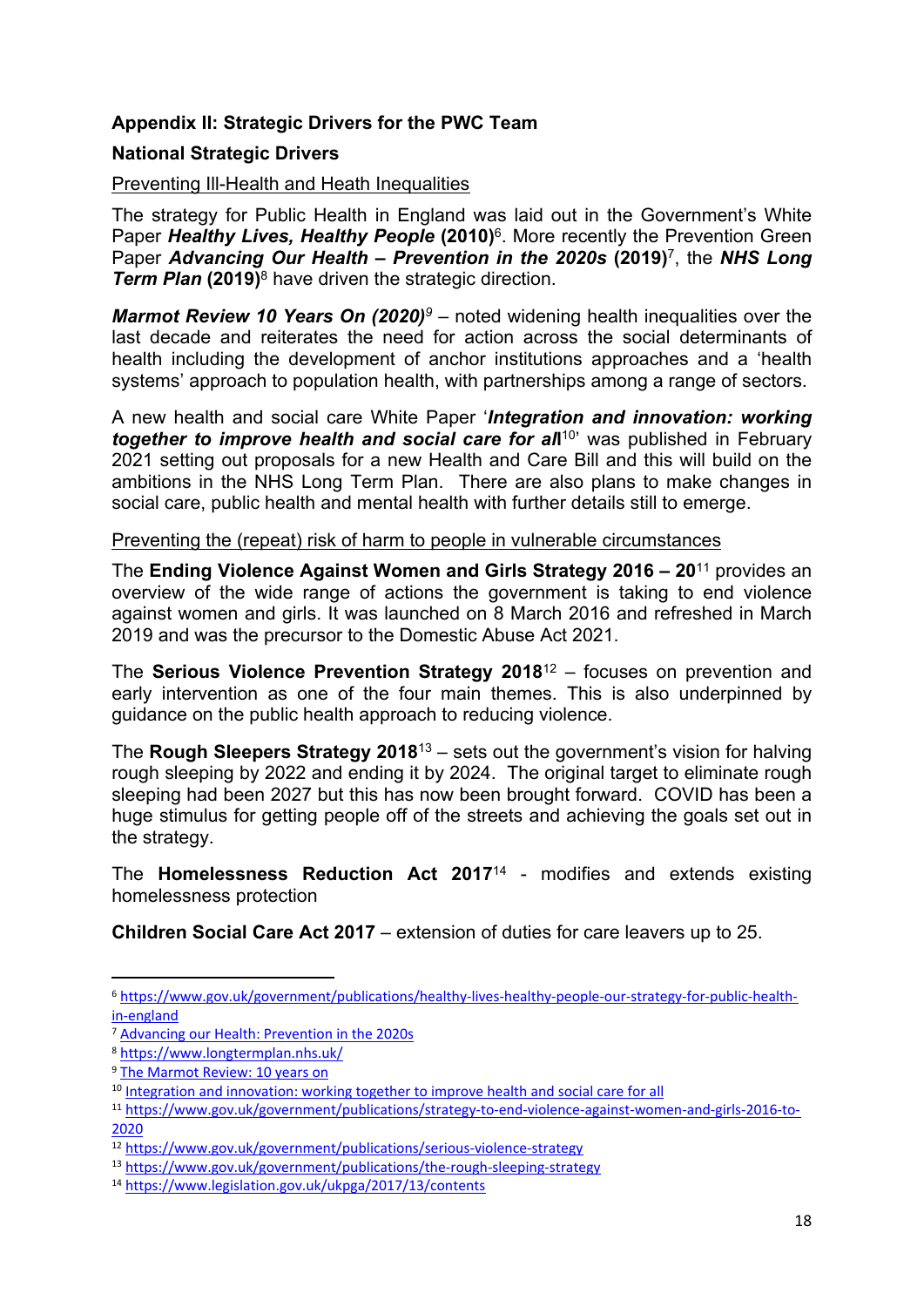## Appendix II: Strategic Drivers for the PWC Team

### National Strategic Drivers

Preventing Ill-Health and Heath Inequalities

The strategy for Public Health in England was laid out in the Government's White Paper ***Healthy Lives, Healthy People*** **(2010)**[6]. More recently the Prevention Green Paper ***Advancing Our Health – Prevention in the 2020s*** **(2019)**[7], the ***NHS Long Term Plan*** **(2019)**[8] have driven the strategic direction.

***Marmot Review 10 Years On (2020)***[9] – noted widening health inequalities over the last decade and reiterates the need for action across the social determinants of health including the development of anchor institutions approaches and a 'health systems' approach to population health, with partnerships among a range of sectors.

A new health and social care White Paper '***Integration and innovation: working together to improve health and social care for all***[10]' was published in February 2021 setting out proposals for a new Health and Care Bill and this will build on the ambitions in the NHS Long Term Plan. There are also plans to make changes in social care, public health and mental health with further details still to emerge.

Preventing the (repeat) risk of harm to people in vulnerable circumstances

The **Ending Violence Against Women and Girls Strategy 2016 – 20**[11] provides an overview of the wide range of actions the government is taking to end violence against women and girls. It was launched on 8 March 2016 and refreshed in March 2019 and was the precursor to the Domestic Abuse Act 2021.

The **Serious Violence Prevention Strategy 2018**[12] – focuses on prevention and early intervention as one of the four main themes. This is also underpinned by guidance on the public health approach to reducing violence.

The **Rough Sleepers Strategy 2018**[13] – sets out the government's vision for halving rough sleeping by 2022 and ending it by 2024. The original target to eliminate rough sleeping had been 2027 but this has now been brought forward. COVID has been a huge stimulus for getting people off of the streets and achieving the goals set out in the strategy.

The **Homelessness Reduction Act 2017**[14] - modifies and extends existing homelessness protection

**Children Social Care Act 2017** – extension of duties for care leavers up to 25.

---

[6] https://www.gov.uk/government/publications/healthy-lives-healthy-people-our-strategy-for-public-health-in-england

[7] Advancing our Health: Prevention in the 2020s

[8] https://www.longtermplan.nhs.uk/

[9] The Marmot Review: 10 years on

[10] Integration and innovation: working together to improve health and social care for all

[11] https://www.gov.uk/government/publications/strategy-to-end-violence-against-women-and-girls-2016-to-2020

[12] https://www.gov.uk/government/publications/serious-violence-strategy

[13] https://www.gov.uk/government/publications/the-rough-sleeping-strategy

[14] https://www.legislation.gov.uk/ukpga/2017/13/contents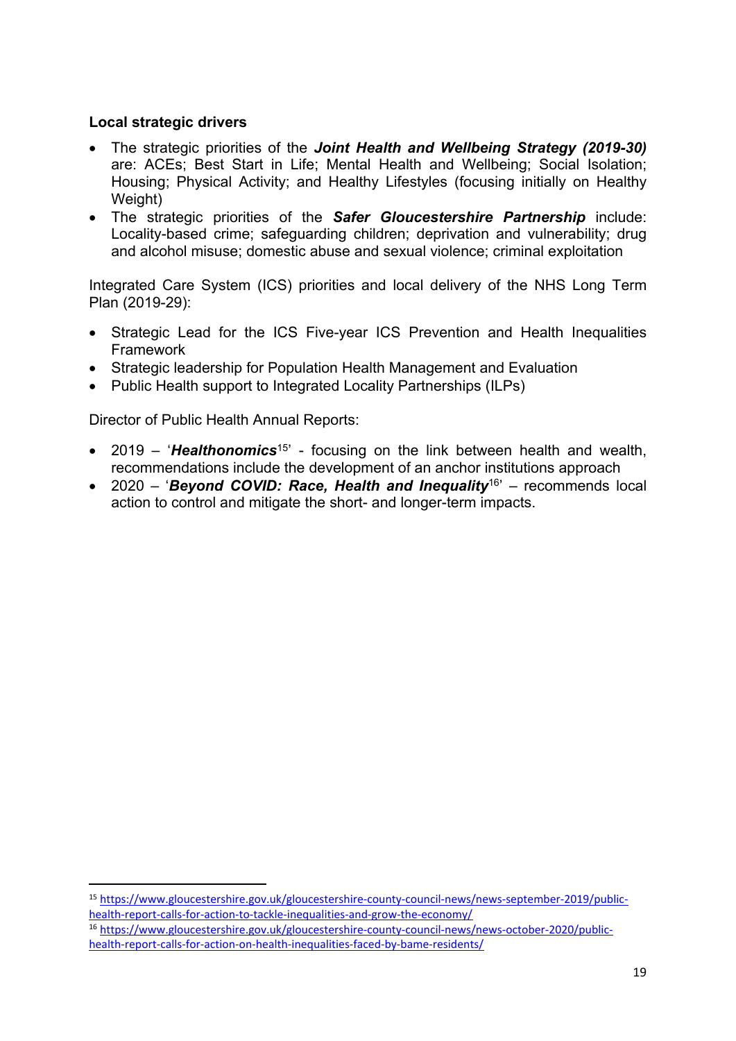**Local strategic drivers**

- The strategic priorities of the ***Joint Health and Wellbeing Strategy (2019-30)*** are: ACEs; Best Start in Life; Mental Health and Wellbeing; Social Isolation; Housing; Physical Activity; and Healthy Lifestyles (focusing initially on Healthy Weight)
- The strategic priorities of the ***Safer Gloucestershire Partnership*** include: Locality-based crime; safeguarding children; deprivation and vulnerability; drug and alcohol misuse; domestic abuse and sexual violence; criminal exploitation

Integrated Care System (ICS) priorities and local delivery of the NHS Long Term Plan (2019-29):

- Strategic Lead for the ICS Five-year ICS Prevention and Health Inequalities Framework
- Strategic leadership for Population Health Management and Evaluation
- Public Health support to Integrated Locality Partnerships (ILPs)

Director of Public Health Annual Reports:

- 2019 – '***Healthonomics***[15]' - focusing on the link between health and wealth, recommendations include the development of an anchor institutions approach
- 2020 – '***Beyond COVID: Race, Health and Inequality***[16]' – recommends local action to control and mitigate the short- and longer-term impacts.

---

[15] https://www.gloucestershire.gov.uk/gloucestershire-county-council-news/news-september-2019/public-health-report-calls-for-action-to-tackle-inequalities-and-grow-the-economy/

[16] https://www.gloucestershire.gov.uk/gloucestershire-county-council-news/news-october-2020/public-health-report-calls-for-action-on-health-inequalities-faced-by-bame-residents/